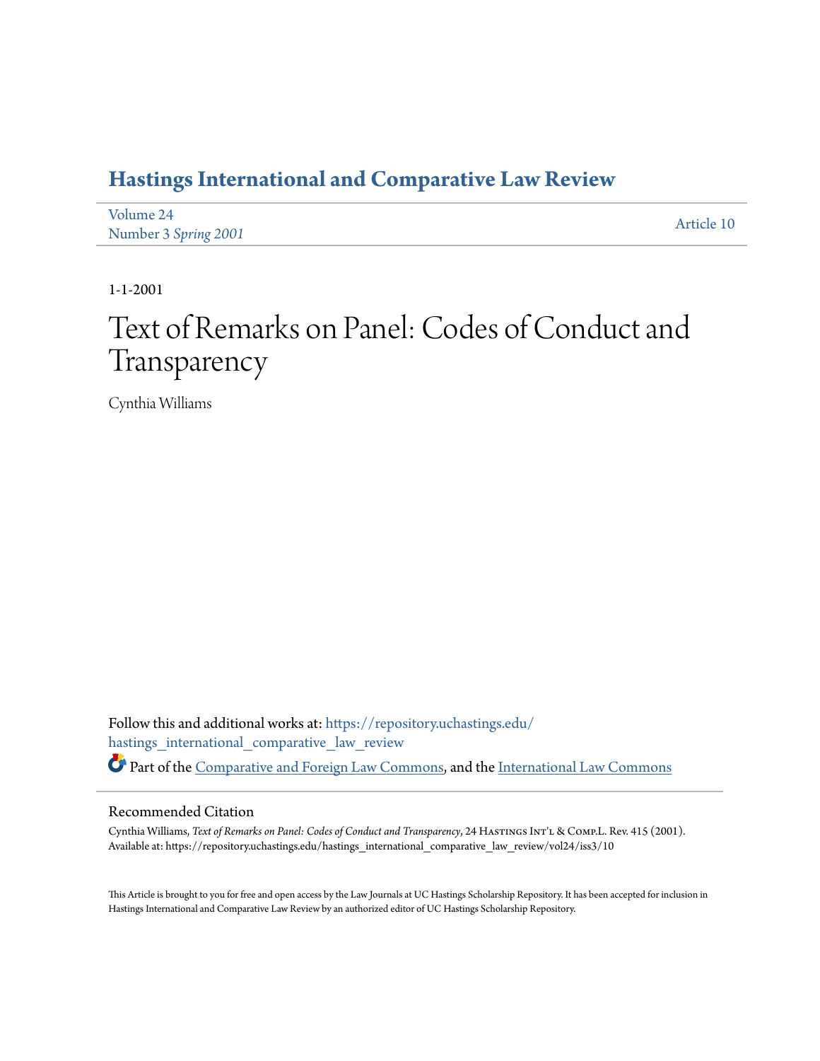# Hastings International and Comparative Law Review

Volume 24
Number 3 *Spring 2001*

Article 10

1-1-2001

# Text of Remarks on Panel: Codes of Conduct and Transparency

Cynthia Williams

Follow this and additional works at: https://repository.uchastings.edu/hastings_international_comparative_law_review

Part of the Comparative and Foreign Law Commons, and the International Law Commons

## Recommended Citation

Cynthia Williams, *Text of Remarks on Panel: Codes of Conduct and Transparency*, 24 Hastings Int'l & Comp.L. Rev. 415 (2001).
Available at: https://repository.uchastings.edu/hastings_international_comparative_law_review/vol24/iss3/10

This Article is brought to you for free and open access by the Law Journals at UC Hastings Scholarship Repository. It has been accepted for inclusion in Hastings International and Comparative Law Review by an authorized editor of UC Hastings Scholarship Repository.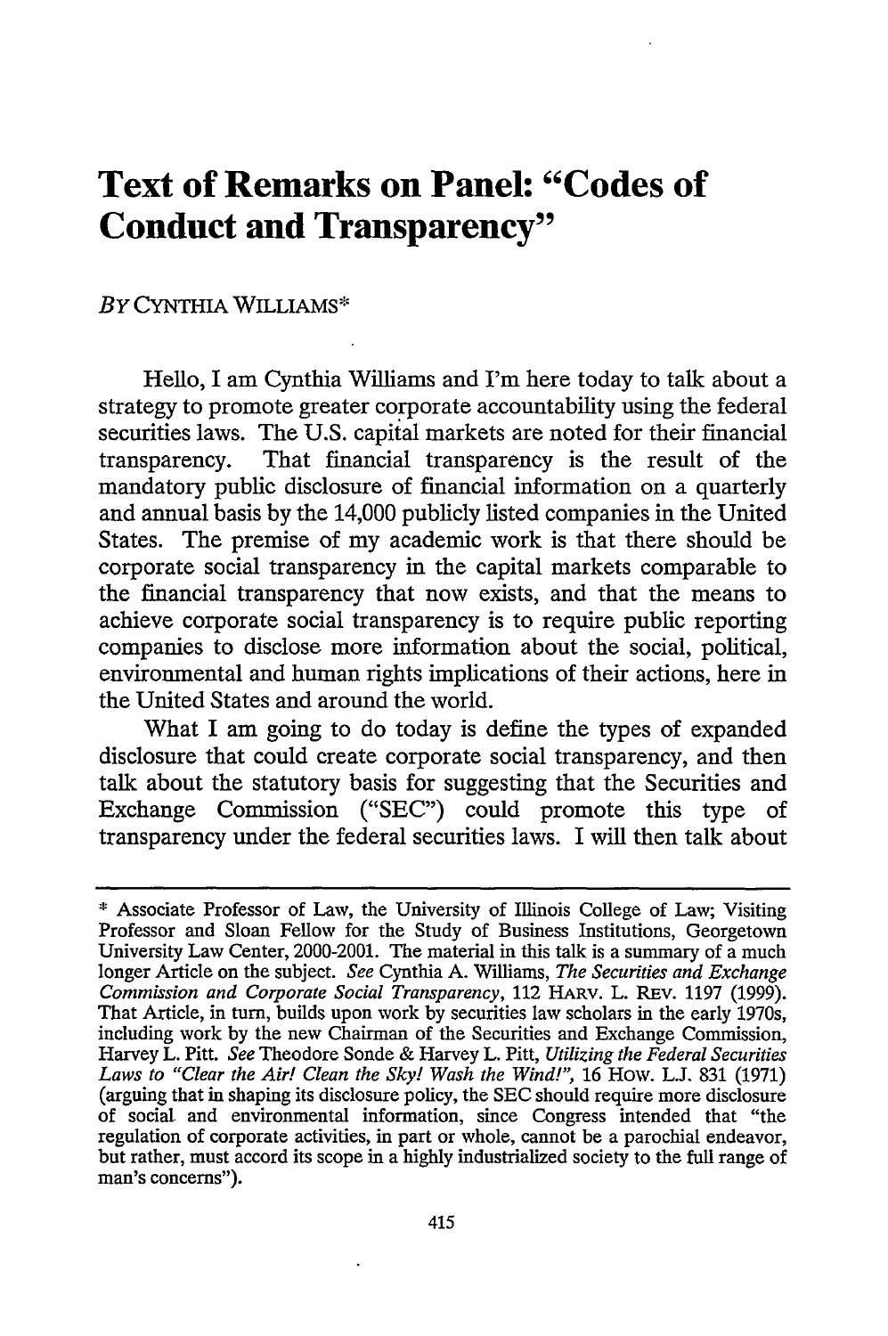# Text of Remarks on Panel: "Codes of Conduct and Transparency"

*By* CYNTHIA WILLIAMS*

Hello, I am Cynthia Williams and I'm here today to talk about a strategy to promote greater corporate accountability using the federal securities laws. The U.S. capital markets are noted for their financial transparency. That financial transparency is the result of the mandatory public disclosure of financial information on a quarterly and annual basis by the 14,000 publicly listed companies in the United States. The premise of my academic work is that there should be corporate social transparency in the capital markets comparable to the financial transparency that now exists, and that the means to achieve corporate social transparency is to require public reporting companies to disclose more information about the social, political, environmental and human rights implications of their actions, here in the United States and around the world.

What I am going to do today is define the types of expanded disclosure that could create corporate social transparency, and then talk about the statutory basis for suggesting that the Securities and Exchange Commission ("SEC") could promote this type of transparency under the federal securities laws. I will then talk about

---

\* Associate Professor of Law, the University of Illinois College of Law; Visiting Professor and Sloan Fellow for the Study of Business Institutions, Georgetown University Law Center, 2000-2001. The material in this talk is a summary of a much longer Article on the subject. *See* Cynthia A. Williams, *The Securities and Exchange Commission and Corporate Social Transparency*, 112 HARV. L. REV. 1197 (1999). That Article, in turn, builds upon work by securities law scholars in the early 1970s, including work by the new Chairman of the Securities and Exchange Commission, Harvey L. Pitt. *See* Theodore Sonde & Harvey L. Pitt, *Utilizing the Federal Securities Laws to "Clear the Air! Clean the Sky! Wash the Wind!"*, 16 HOW. L.J. 831 (1971) (arguing that in shaping its disclosure policy, the SEC should require more disclosure of social and environmental information, since Congress intended that "the regulation of corporate activities, in part or whole, cannot be a parochial endeavor, but rather, must accord its scope in a highly industrialized society to the full range of man's concerns").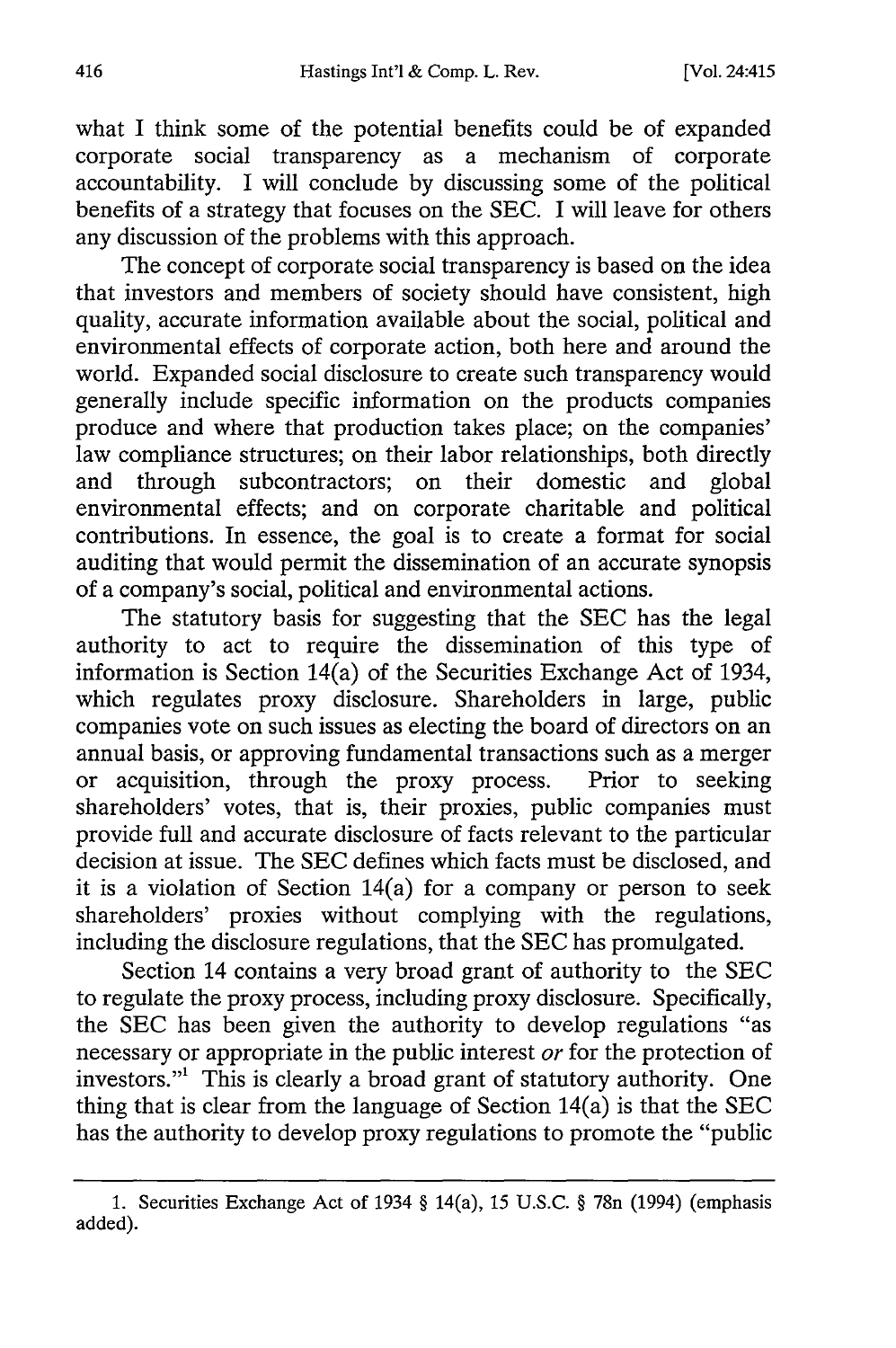what I think some of the potential benefits could be of expanded corporate social transparency as a mechanism of corporate accountability. I will conclude by discussing some of the political benefits of a strategy that focuses on the SEC. I will leave for others any discussion of the problems with this approach.

The concept of corporate social transparency is based on the idea that investors and members of society should have consistent, high quality, accurate information available about the social, political and environmental effects of corporate action, both here and around the world. Expanded social disclosure to create such transparency would generally include specific information on the products companies produce and where that production takes place; on the companies' law compliance structures; on their labor relationships, both directly and through subcontractors; on their domestic and global environmental effects; and on corporate charitable and political contributions. In essence, the goal is to create a format for social auditing that would permit the dissemination of an accurate synopsis of a company's social, political and environmental actions.

The statutory basis for suggesting that the SEC has the legal authority to act to require the dissemination of this type of information is Section 14(a) of the Securities Exchange Act of 1934, which regulates proxy disclosure. Shareholders in large, public companies vote on such issues as electing the board of directors on an annual basis, or approving fundamental transactions such as a merger or acquisition, through the proxy process. Prior to seeking shareholders' votes, that is, their proxies, public companies must provide full and accurate disclosure of facts relevant to the particular decision at issue. The SEC defines which facts must be disclosed, and it is a violation of Section 14(a) for a company or person to seek shareholders' proxies without complying with the regulations, including the disclosure regulations, that the SEC has promulgated.

Section 14 contains a very broad grant of authority to the SEC to regulate the proxy process, including proxy disclosure. Specifically, the SEC has been given the authority to develop regulations "as necessary or appropriate in the public interest *or* for the protection of investors."[1] This is clearly a broad grant of statutory authority. One thing that is clear from the language of Section 14(a) is that the SEC has the authority to develop proxy regulations to promote the "public

---

1. Securities Exchange Act of 1934 § 14(a), 15 U.S.C. § 78n (1994) (emphasis added).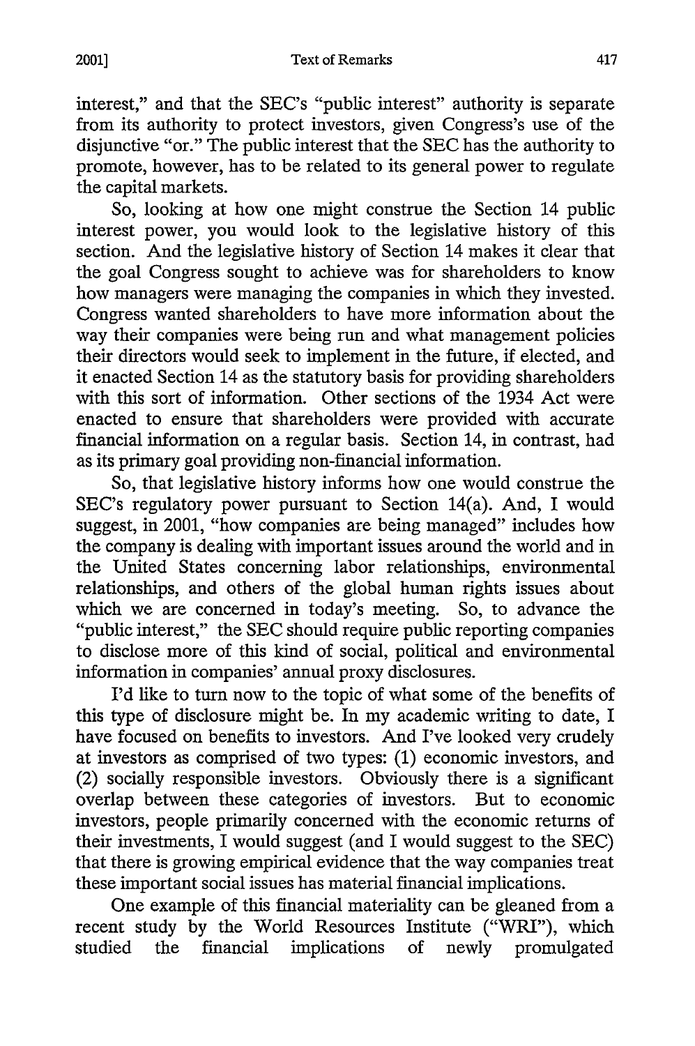interest," and that the SEC's "public interest" authority is separate from its authority to protect investors, given Congress's use of the disjunctive "or." The public interest that the SEC has the authority to promote, however, has to be related to its general power to regulate the capital markets.

So, looking at how one might construe the Section 14 public interest power, you would look to the legislative history of this section. And the legislative history of Section 14 makes it clear that the goal Congress sought to achieve was for shareholders to know how managers were managing the companies in which they invested. Congress wanted shareholders to have more information about the way their companies were being run and what management policies their directors would seek to implement in the future, if elected, and it enacted Section 14 as the statutory basis for providing shareholders with this sort of information. Other sections of the 1934 Act were enacted to ensure that shareholders were provided with accurate financial information on a regular basis. Section 14, in contrast, had as its primary goal providing non-financial information.

So, that legislative history informs how one would construe the SEC's regulatory power pursuant to Section 14(a). And, I would suggest, in 2001, "how companies are being managed" includes how the company is dealing with important issues around the world and in the United States concerning labor relationships, environmental relationships, and others of the global human rights issues about which we are concerned in today's meeting. So, to advance the "public interest," the SEC should require public reporting companies to disclose more of this kind of social, political and environmental information in companies' annual proxy disclosures.

I'd like to turn now to the topic of what some of the benefits of this type of disclosure might be. In my academic writing to date, I have focused on benefits to investors. And I've looked very crudely at investors as comprised of two types: (1) economic investors, and (2) socially responsible investors. Obviously there is a significant overlap between these categories of investors. But to economic investors, people primarily concerned with the economic returns of their investments, I would suggest (and I would suggest to the SEC) that there is growing empirical evidence that the way companies treat these important social issues has material financial implications.

One example of this financial materiality can be gleaned from a recent study by the World Resources Institute ("WRI"), which studied the financial implications of newly promulgated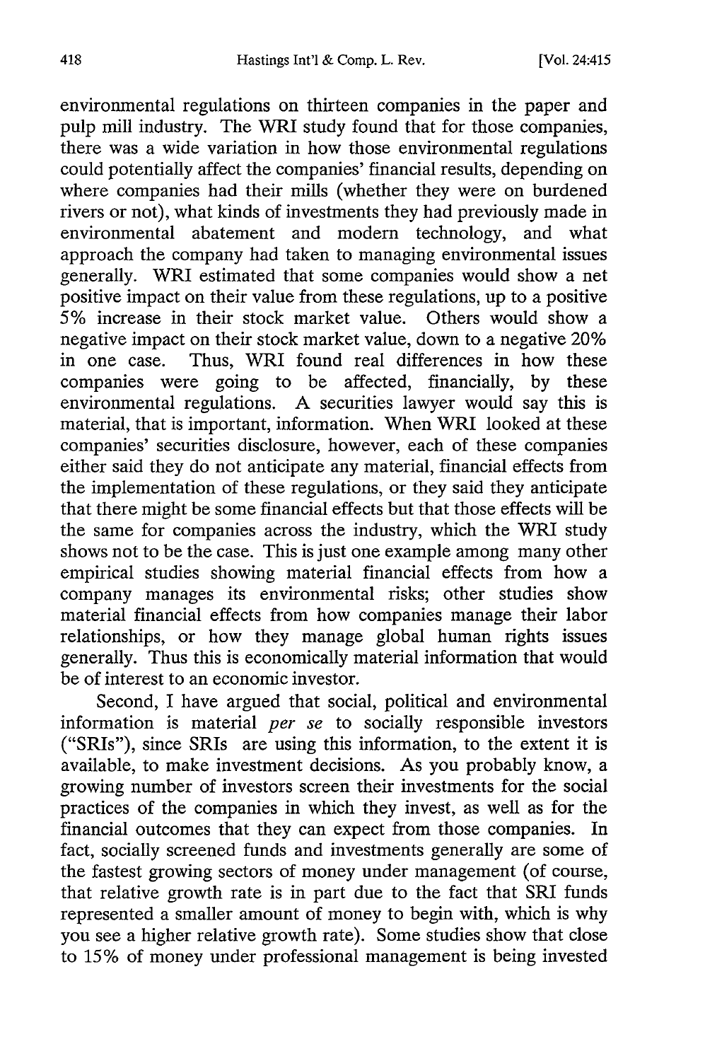environmental regulations on thirteen companies in the paper and pulp mill industry. The WRI study found that for those companies, there was a wide variation in how those environmental regulations could potentially affect the companies' financial results, depending on where companies had their mills (whether they were on burdened rivers or not), what kinds of investments they had previously made in environmental abatement and modern technology, and what approach the company had taken to managing environmental issues generally. WRI estimated that some companies would show a net positive impact on their value from these regulations, up to a positive 5% increase in their stock market value. Others would show a negative impact on their stock market value, down to a negative 20% in one case. Thus, WRI found real differences in how these companies were going to be affected, financially, by these environmental regulations. A securities lawyer would say this is material, that is important, information. When WRI looked at these companies' securities disclosure, however, each of these companies either said they do not anticipate any material, financial effects from the implementation of these regulations, or they said they anticipate that there might be some financial effects but that those effects will be the same for companies across the industry, which the WRI study shows not to be the case. This is just one example among many other empirical studies showing material financial effects from how a company manages its environmental risks; other studies show material financial effects from how companies manage their labor relationships, or how they manage global human rights issues generally. Thus this is economically material information that would be of interest to an economic investor.

Second, I have argued that social, political and environmental information is material *per se* to socially responsible investors ("SRIs"), since SRIs are using this information, to the extent it is available, to make investment decisions. As you probably know, a growing number of investors screen their investments for the social practices of the companies in which they invest, as well as for the financial outcomes that they can expect from those companies. In fact, socially screened funds and investments generally are some of the fastest growing sectors of money under management (of course, that relative growth rate is in part due to the fact that SRI funds represented a smaller amount of money to begin with, which is why you see a higher relative growth rate). Some studies show that close to 15% of money under professional management is being invested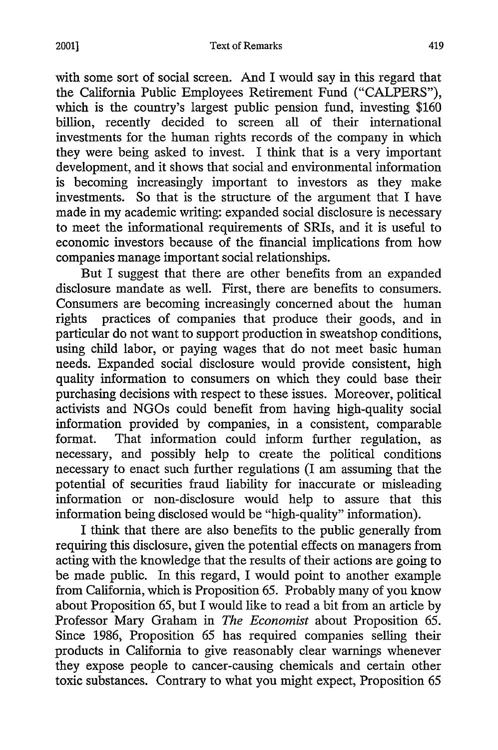with some sort of social screen. And I would say in this regard that the California Public Employees Retirement Fund ("CALPERS"), which is the country's largest public pension fund, investing $160 billion, recently decided to screen all of their international investments for the human rights records of the company in which they were being asked to invest. I think that is a very important development, and it shows that social and environmental information is becoming increasingly important to investors as they make investments. So that is the structure of the argument that I have made in my academic writing: expanded social disclosure is necessary to meet the informational requirements of SRIs, and it is useful to economic investors because of the financial implications from how companies manage important social relationships.

But I suggest that there are other benefits from an expanded disclosure mandate as well. First, there are benefits to consumers. Consumers are becoming increasingly concerned about the human rights practices of companies that produce their goods, and in particular do not want to support production in sweatshop conditions, using child labor, or paying wages that do not meet basic human needs. Expanded social disclosure would provide consistent, high quality information to consumers on which they could base their purchasing decisions with respect to these issues. Moreover, political activists and NGOs could benefit from having high-quality social information provided by companies, in a consistent, comparable format. That information could inform further regulation, as necessary, and possibly help to create the political conditions necessary to enact such further regulations (I am assuming that the potential of securities fraud liability for inaccurate or misleading information or non-disclosure would help to assure that this information being disclosed would be "high-quality" information).

I think that there are also benefits to the public generally from requiring this disclosure, given the potential effects on managers from acting with the knowledge that the results of their actions are going to be made public. In this regard, I would point to another example from California, which is Proposition 65. Probably many of you know about Proposition 65, but I would like to read a bit from an article by Professor Mary Graham in *The Economist* about Proposition 65. Since 1986, Proposition 65 has required companies selling their products in California to give reasonably clear warnings whenever they expose people to cancer-causing chemicals and certain other toxic substances. Contrary to what you might expect, Proposition 65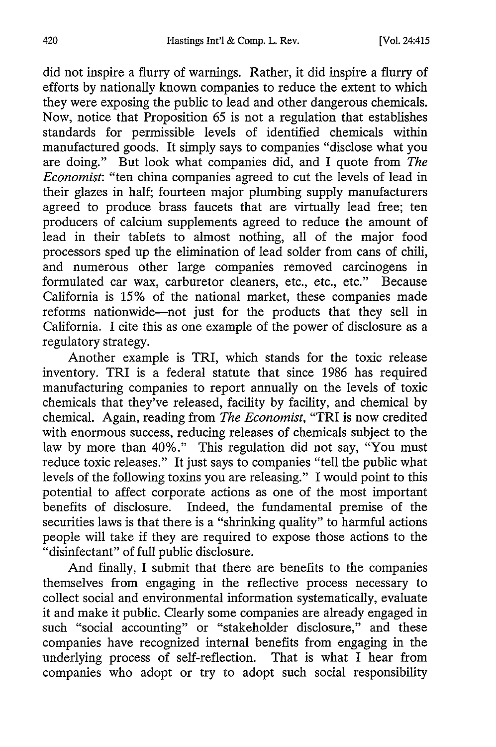did not inspire a flurry of warnings. Rather, it did inspire a flurry of efforts by nationally known companies to reduce the extent to which they were exposing the public to lead and other dangerous chemicals. Now, notice that Proposition 65 is not a regulation that establishes standards for permissible levels of identified chemicals within manufactured goods. It simply says to companies "disclose what you are doing." But look what companies did, and I quote from *The Economist*: "ten china companies agreed to cut the levels of lead in their glazes in half; fourteen major plumbing supply manufacturers agreed to produce brass faucets that are virtually lead free; ten producers of calcium supplements agreed to reduce the amount of lead in their tablets to almost nothing, all of the major food processors sped up the elimination of lead solder from cans of chili, and numerous other large companies removed carcinogens in formulated car wax, carburetor cleaners, etc., etc., etc." Because California is 15% of the national market, these companies made reforms nationwide—not just for the products that they sell in California. I cite this as one example of the power of disclosure as a regulatory strategy.

Another example is TRI, which stands for the toxic release inventory. TRI is a federal statute that since 1986 has required manufacturing companies to report annually on the levels of toxic chemicals that they've released, facility by facility, and chemical by chemical. Again, reading from *The Economist*, "TRI is now credited with enormous success, reducing releases of chemicals subject to the law by more than 40%." This regulation did not say, "You must reduce toxic releases." It just says to companies "tell the public what levels of the following toxins you are releasing." I would point to this potential to affect corporate actions as one of the most important benefits of disclosure. Indeed, the fundamental premise of the securities laws is that there is a "shrinking quality" to harmful actions people will take if they are required to expose those actions to the "disinfectant" of full public disclosure.

And finally, I submit that there are benefits to the companies themselves from engaging in the reflective process necessary to collect social and environmental information systematically, evaluate it and make it public. Clearly some companies are already engaged in such "social accounting" or "stakeholder disclosure," and these companies have recognized internal benefits from engaging in the underlying process of self-reflection. That is what I hear from companies who adopt or try to adopt such social responsibility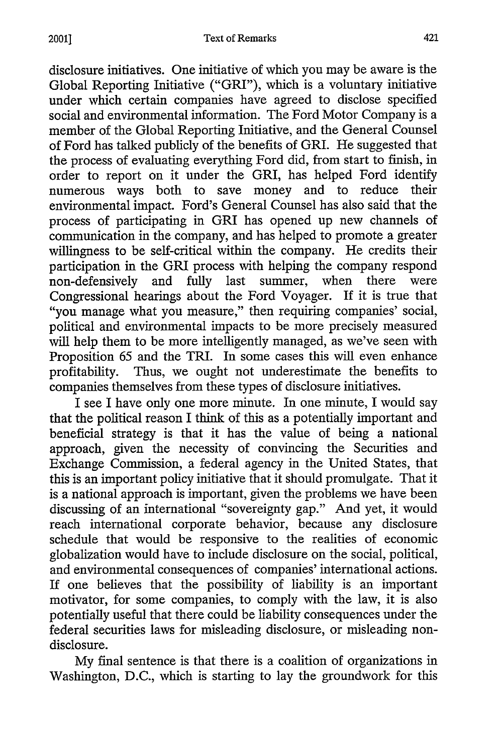disclosure initiatives. One initiative of which you may be aware is the Global Reporting Initiative ("GRI"), which is a voluntary initiative under which certain companies have agreed to disclose specified social and environmental information. The Ford Motor Company is a member of the Global Reporting Initiative, and the General Counsel of Ford has talked publicly of the benefits of GRI. He suggested that the process of evaluating everything Ford did, from start to finish, in order to report on it under the GRI, has helped Ford identify numerous ways both to save money and to reduce their environmental impact. Ford's General Counsel has also said that the process of participating in GRI has opened up new channels of communication in the company, and has helped to promote a greater willingness to be self-critical within the company. He credits their participation in the GRI process with helping the company respond non-defensively and fully last summer, when there were Congressional hearings about the Ford Voyager. If it is true that "you manage what you measure," then requiring companies' social, political and environmental impacts to be more precisely measured will help them to be more intelligently managed, as we've seen with Proposition 65 and the TRI. In some cases this will even enhance profitability. Thus, we ought not underestimate the benefits to companies themselves from these types of disclosure initiatives.

I see I have only one more minute. In one minute, I would say that the political reason I think of this as a potentially important and beneficial strategy is that it has the value of being a national approach, given the necessity of convincing the Securities and Exchange Commission, a federal agency in the United States, that this is an important policy initiative that it should promulgate. That it is a national approach is important, given the problems we have been discussing of an international "sovereignty gap." And yet, it would reach international corporate behavior, because any disclosure schedule that would be responsive to the realities of economic globalization would have to include disclosure on the social, political, and environmental consequences of companies' international actions. If one believes that the possibility of liability is an important motivator, for some companies, to comply with the law, it is also potentially useful that there could be liability consequences under the federal securities laws for misleading disclosure, or misleading non-disclosure.

My final sentence is that there is a coalition of organizations in Washington, D.C., which is starting to lay the groundwork for this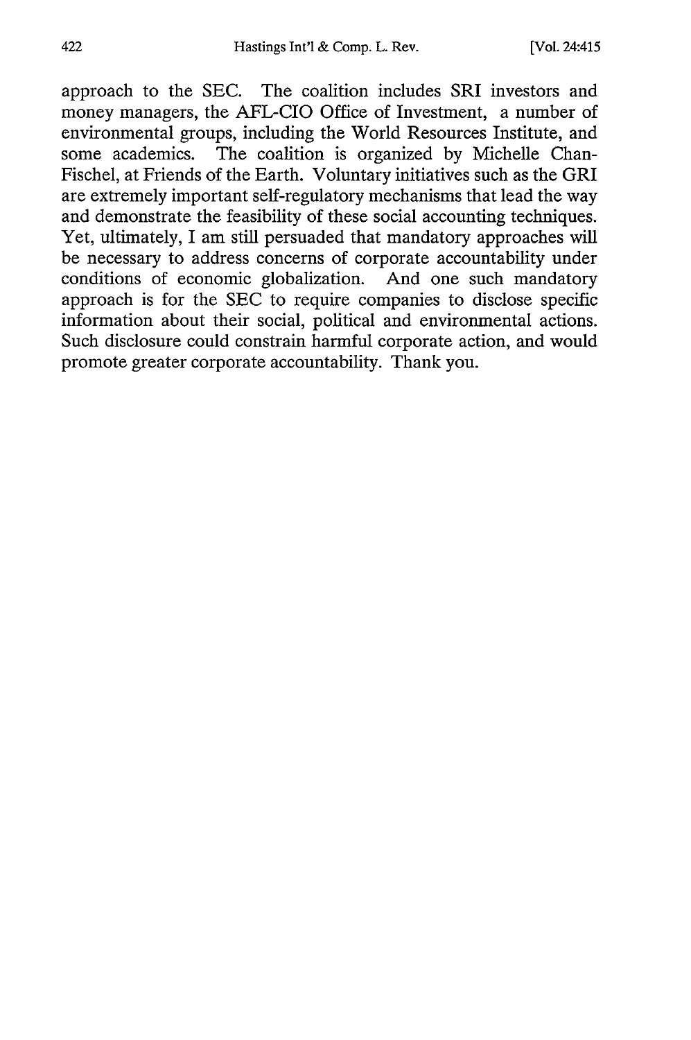approach to the SEC. The coalition includes SRI investors and money managers, the AFL-CIO Office of Investment, a number of environmental groups, including the World Resources Institute, and some academics. The coalition is organized by Michelle Chan-Fischel, at Friends of the Earth. Voluntary initiatives such as the GRI are extremely important self-regulatory mechanisms that lead the way and demonstrate the feasibility of these social accounting techniques. Yet, ultimately, I am still persuaded that mandatory approaches will be necessary to address concerns of corporate accountability under conditions of economic globalization. And one such mandatory approach is for the SEC to require companies to disclose specific information about their social, political and environmental actions. Such disclosure could constrain harmful corporate action, and would promote greater corporate accountability. Thank you.